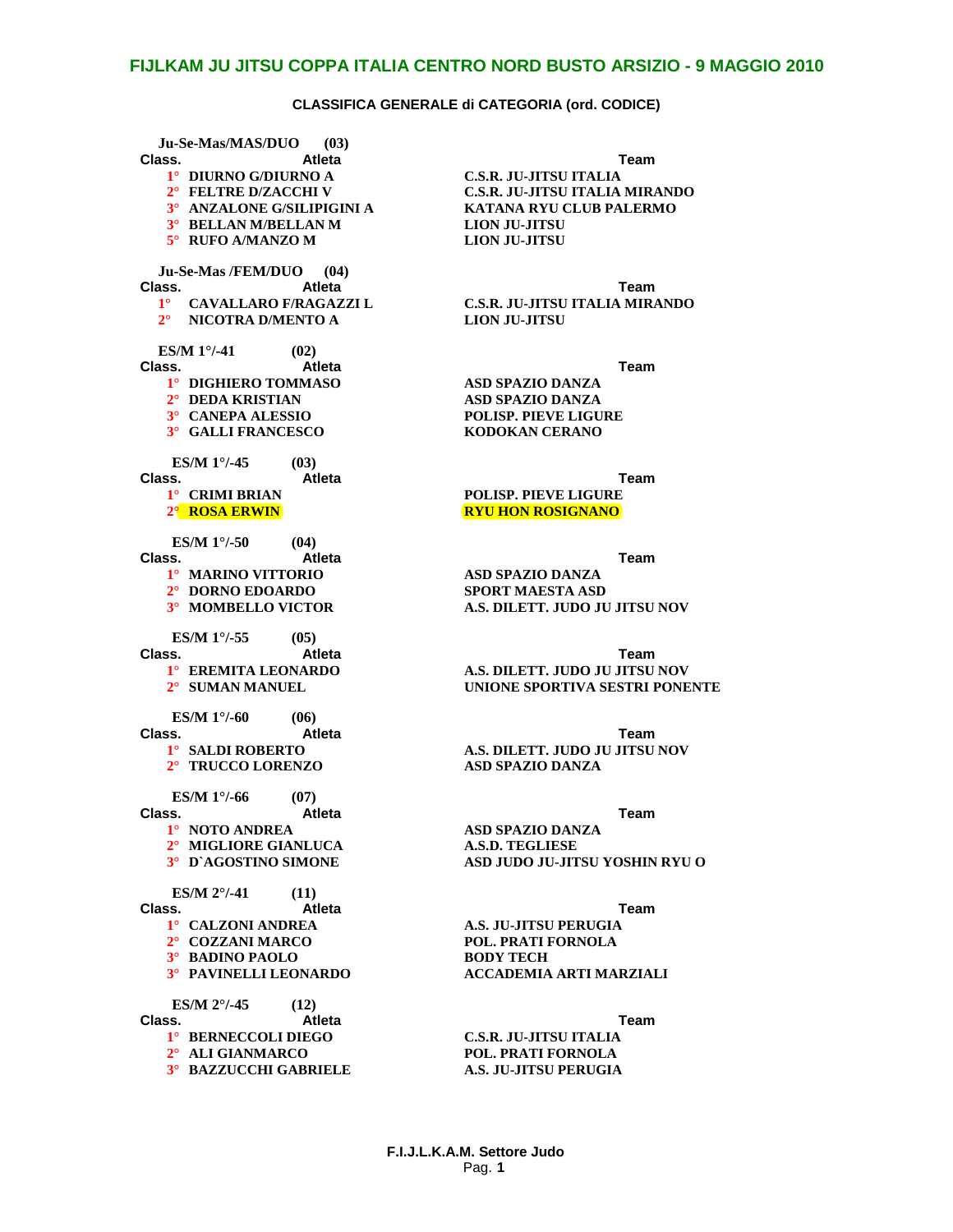# FIJLKAM JU JITSU COPPA ITALIA CENTRO NORD BUSTO ARSIZIO - 9 MAGGIO 2010

## CLASSIFICA GENERALE di CATEGORIA (ord. CODICE)

### Ju-Se-Mas/MAS/DUO (03)

| Class. | Atleta | Team |
|---|---|---|
| 1° | DIURNO G/DIURNO A | C.S.R. JU-JITSU ITALIA |
| 2° | FELTRE D/ZACCHI V | C.S.R. JU-JITSU ITALIA MIRANDO |
| 3° | ANZALONE G/SILIPIGINI A | KATANA RYU CLUB PALERMO |
| 3° | BELLAN M/BELLAN M | LION JU-JITSU |
| 5° | RUFO A/MANZO M | LION JU-JITSU |

### Ju-Se-Mas /FEM/DUO (04)

| Class. | Atleta | Team |
|---|---|---|
| 1° | CAVALLARO F/RAGAZZI L | C.S.R. JU-JITSU ITALIA MIRANDO |
| 2° | NICOTRA D/MENTO A | LION JU-JITSU |

### ES/M 1°/-41 (02)

| Class. | Atleta | Team |
|---|---|---|
| 1° | DIGHIERO TOMMASO | ASD SPAZIO DANZA |
| 2° | DEDA KRISTIAN | ASD SPAZIO DANZA |
| 3° | CANEPA ALESSIO | POLISP. PIEVE LIGURE |
| 3° | GALLI FRANCESCO | KODOKAN CERANO |

### ES/M 1°/-45 (03)

| Class. | Atleta | Team |
|---|---|---|
| 1° | CRIMI BRIAN | POLISP. PIEVE LIGURE |
| 2° | ROSA ERWIN | RYU HON ROSIGNANO |

### ES/M 1°/-50 (04)

| Class. | Atleta | Team |
|---|---|---|
| 1° | MARINO VITTORIO | ASD SPAZIO DANZA |
| 2° | DORNO EDOARDO | SPORT MAESTA ASD |
| 3° | MOMBELLO VICTOR | A.S. DILETT. JUDO JU JITSU NOV |

### ES/M 1°/-55 (05)

| Class. | Atleta | Team |
|---|---|---|
| 1° | EREMITA LEONARDO | A.S. DILETT. JUDO JU JITSU NOV |
| 2° | SUMAN MANUEL | UNIONE SPORTIVA SESTRI PONENTE |

### ES/M 1°/-60 (06)

| Class. | Atleta | Team |
|---|---|---|
| 1° | SALDI ROBERTO | A.S. DILETT. JUDO JU JITSU NOV |
| 2° | TRUCCO LORENZO | ASD SPAZIO DANZA |

### ES/M 1°/-66 (07)

| Class. | Atleta | Team |
|---|---|---|
| 1° | NOTO ANDREA | ASD SPAZIO DANZA |
| 2° | MIGLIORE GIANLUCA | A.S.D. TEGLIESE |
| 3° | D`AGOSTINO SIMONE | ASD JUDO JU-JITSU YOSHIN RYU O |

### ES/M 2°/-41 (11)

| Class. | Atleta | Team |
|---|---|---|
| 1° | CALZONI ANDREA | A.S. JU-JITSU PERUGIA |
| 2° | COZZANI MARCO | POL. PRATI FORNOLA |
| 3° | BADINO PAOLO | BODY TECH |
| 3° | PAVINELLI LEONARDO | ACCADEMIA ARTI MARZIALI |

### ES/M 2°/-45 (12)

| Class. | Atleta | Team |
|---|---|---|
| 1° | BERNECCOLI DIEGO | C.S.R. JU-JITSU ITALIA |
| 2° | ALI GIANMARCO | POL. PRATI FORNOLA |
| 3° | BAZZUCCHI GABRIELE | A.S. JU-JITSU PERUGIA |

F.I.J.L.K.A.M. Settore Judo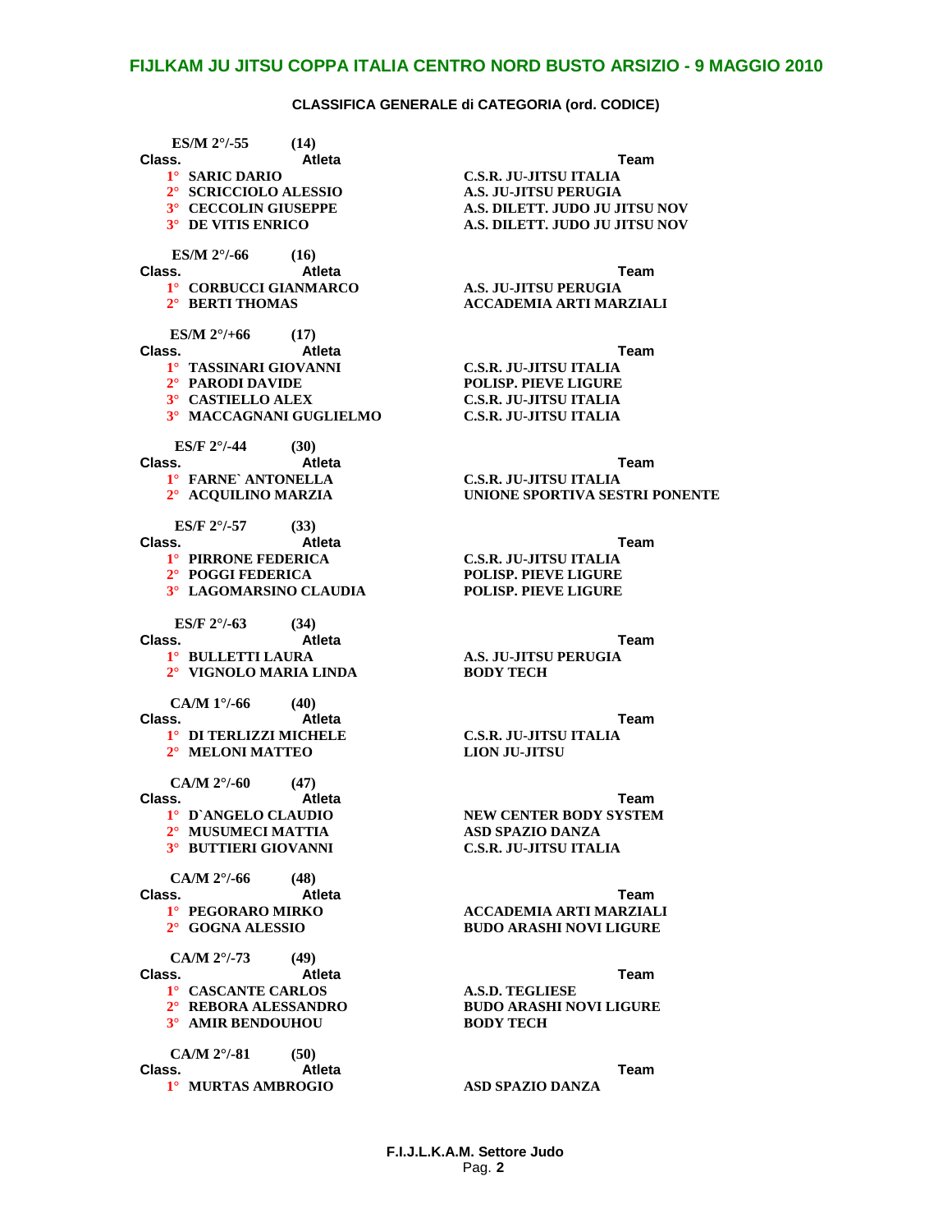# FIJLKAM JU JITSU COPPA ITALIA CENTRO NORD BUSTO ARSIZIO - 9 MAGGIO 2010

## CLASSIFICA GENERALE di CATEGORIA (ord. CODICE)

### ES/M 2°/-55 (14)

| Class. | Atleta | Team |
|---|---|---|
| 1° | SARIC DARIO | C.S.R. JU-JITSU ITALIA |
| 2° | SCRICCIOLO ALESSIO | A.S. JU-JITSU PERUGIA |
| 3° | CECCOLIN GIUSEPPE | A.S. DILETT. JUDO JU JITSU NOV |
| 3° | DE VITIS ENRICO | A.S. DILETT. JUDO JU JITSU NOV |

### ES/M 2°/-66 (16)

| Class. | Atleta | Team |
|---|---|---|
| 1° | CORBUCCI GIANMARCO | A.S. JU-JITSU PERUGIA |
| 2° | BERTI THOMAS | ACCADEMIA ARTI MARZIALI |

### ES/M 2°/+66 (17)

| Class. | Atleta | Team |
|---|---|---|
| 1° | TASSINARI GIOVANNI | C.S.R. JU-JITSU ITALIA |
| 2° | PARODI DAVIDE | POLISP. PIEVE LIGURE |
| 3° | CASTIELLO ALEX | C.S.R. JU-JITSU ITALIA |
| 3° | MACCAGNANI GUGLIELMO | C.S.R. JU-JITSU ITALIA |

### ES/F 2°/-44 (30)

| Class. | Atleta | Team |
|---|---|---|
| 1° | FARNE` ANTONELLA | C.S.R. JU-JITSU ITALIA |
| 2° | ACQUILINO MARZIA | UNIONE SPORTIVA SESTRI PONENTE |

### ES/F 2°/-57 (33)

| Class. | Atleta | Team |
|---|---|---|
| 1° | PIRRONE FEDERICA | C.S.R. JU-JITSU ITALIA |
| 2° | POGGI FEDERICA | POLISP. PIEVE LIGURE |
| 3° | LAGOMARSINO CLAUDIA | POLISP. PIEVE LIGURE |

### ES/F 2°/-63 (34)

| Class. | Atleta | Team |
|---|---|---|
| 1° | BULLETTI LAURA | A.S. JU-JITSU PERUGIA |
| 2° | VIGNOLO MARIA LINDA | BODY TECH |

### CA/M 1°/-66 (40)

| Class. | Atleta | Team |
|---|---|---|
| 1° | DI TERLIZZI MICHELE | C.S.R. JU-JITSU ITALIA |
| 2° | MELONI MATTEO | LION JU-JITSU |

### CA/M 2°/-60 (47)

| Class. | Atleta | Team |
|---|---|---|
| 1° | D`ANGELO CLAUDIO | NEW CENTER BODY SYSTEM |
| 2° | MUSUMECI MATTIA | ASD SPAZIO DANZA |
| 3° | BUTTIERI GIOVANNI | C.S.R. JU-JITSU ITALIA |

### CA/M 2°/-66 (48)

| Class. | Atleta | Team |
|---|---|---|
| 1° | PEGORARO MIRKO | ACCADEMIA ARTI MARZIALI |
| 2° | GOGNA ALESSIO | BUDO ARASHI NOVI LIGURE |

### CA/M 2°/-73 (49)

| Class. | Atleta | Team |
|---|---|---|
| 1° | CASCANTE CARLOS | A.S.D. TEGLIESE |
| 2° | REBORA ALESSANDRO | BUDO ARASHI NOVI LIGURE |
| 3° | AMIR BENDOUHOU | BODY TECH |

### CA/M 2°/-81 (50)

| Class. | Atleta | Team |
|---|---|---|
| 1° | MURTAS AMBROGIO | ASD SPAZIO DANZA |

F.I.J.L.K.A.M. Settore Judo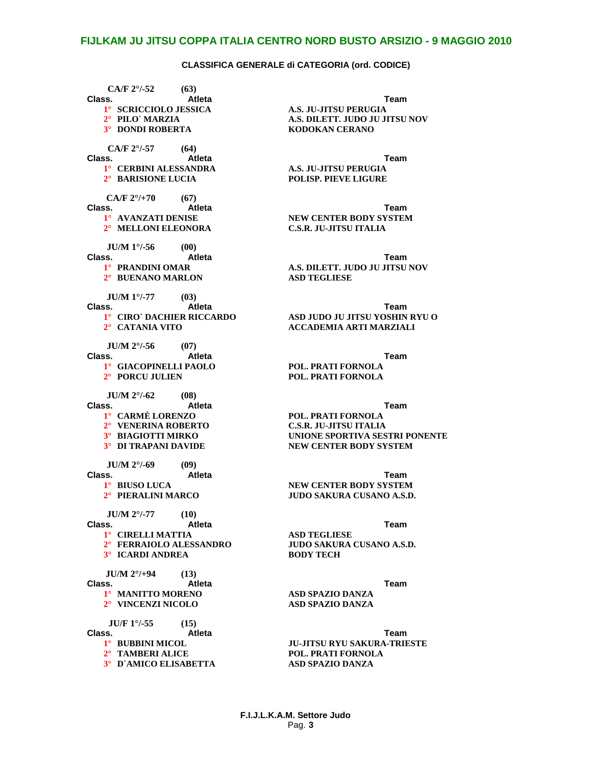## FIJLKAM JU JITSU COPPA ITALIA CENTRO NORD BUSTO ARSIZIO - 9 MAGGIO 2010

### CLASSIFICA GENERALE di CATEGORIA (ord. CODICE)

**CA/F 2°/-52 (63)**

| Class. | Atleta | Team |
|---|---|---|
| 1° | SCRICCIOLO JESSICA | A.S. JU-JITSU PERUGIA |
| 2° | PILO` MARZIA | A.S. DILETT. JUDO JU JITSU NOV |
| 3° | DONDI ROBERTA | KODOKAN CERANO |

**CA/F 2°/-57 (64)**

| Class. | Atleta | Team |
|---|---|---|
| 1° | CERBINI ALESSANDRA | A.S. JU-JITSU PERUGIA |
| 2° | BARISIONE LUCIA | POLISP. PIEVE LIGURE |

**CA/F 2°/+70 (67)**

| Class. | Atleta | Team |
|---|---|---|
| 1° | AVANZATI DENISE | NEW CENTER BODY SYSTEM |
| 2° | MELLONI ELEONORA | C.S.R. JU-JITSU ITALIA |

**JU/M 1°/-56 (00)**

| Class. | Atleta | Team |
|---|---|---|
| 1° | PRANDINI OMAR | A.S. DILETT. JUDO JU JITSU NOV |
| 2° | BUENANO MARLON | ASD TEGLIESE |

**JU/M 1°/-77 (03)**

| Class. | Atleta | Team |
|---|---|---|
| 1° | CIRO` DACHIER RICCARDO | ASD JUDO JU JITSU YOSHIN RYU O |
| 2° | CATANIA VITO | ACCADEMIA ARTI MARZIALI |

**JU/M 2°/-56 (07)**

| Class. | Atleta | Team |
|---|---|---|
| 1° | GIACOPINELLI PAOLO | POL. PRATI FORNOLA |
| 2° | PORCU JULIEN | POL. PRATI FORNOLA |

**JU/M 2°/-62 (08)**

| Class. | Atleta | Team |
|---|---|---|
| 1° | CARMÈ LORENZO | POL. PRATI FORNOLA |
| 2° | VENERINA ROBERTO | C.S.R. JU-JITSU ITALIA |
| 3° | BIAGIOTTI MIRKO | UNIONE SPORTIVA SESTRI PONENTE |
| 3° | DI TRAPANI DAVIDE | NEW CENTER BODY SYSTEM |

**JU/M 2°/-69 (09)**

| Class. | Atleta | Team |
|---|---|---|
| 1° | BIUSO LUCA | NEW CENTER BODY SYSTEM |
| 2° | PIERALINI MARCO | JUDO SAKURA CUSANO A.S.D. |

**JU/M 2°/-77 (10)**

| Class. | Atleta | Team |
|---|---|---|
| 1° | CIRELLI MATTIA | ASD TEGLIESE |
| 2° | FERRAIOLO ALESSANDRO | JUDO SAKURA CUSANO A.S.D. |
| 3° | ICARDI ANDREA | BODY TECH |

**JU/M 2°/+94 (13)**

| Class. | Atleta | Team |
|---|---|---|
| 1° | MANITTO MORENO | ASD SPAZIO DANZA |
| 2° | VINCENZI NICOLO | ASD SPAZIO DANZA |

**JU/F 1°/-55 (15)**

| Class. | Atleta | Team |
|---|---|---|
| 1° | BUBBINI MICOL | JU-JITSU RYU SAKURA-TRIESTE |
| 2° | TAMBERI ALICE | POL. PRATI FORNOLA |
| 3° | D`AMICO ELISABETTA | ASD SPAZIO DANZA |

F.I.J.L.K.A.M. Settore Judo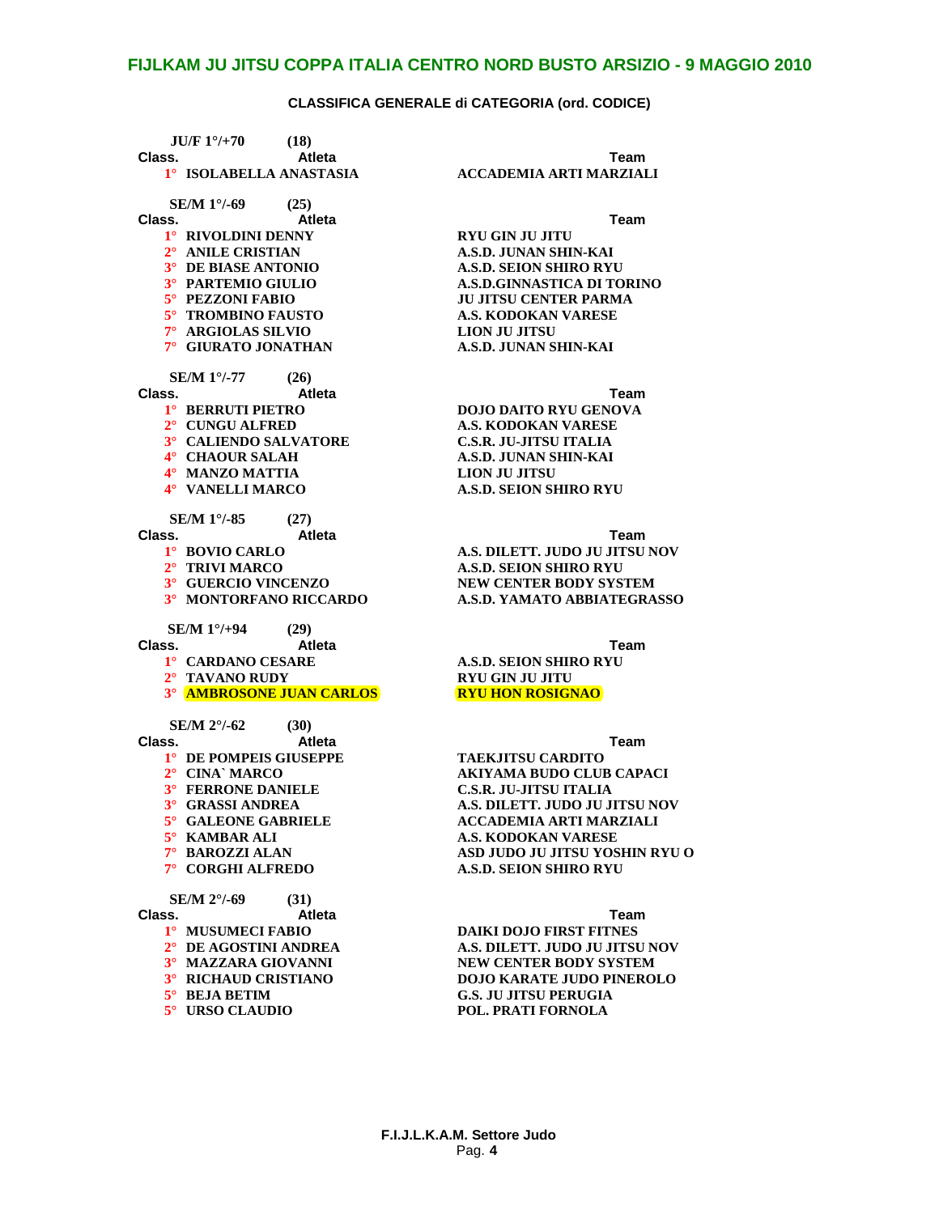## FIJLKAM JU JITSU COPPA ITALIA CENTRO NORD BUSTO ARSIZIO - 9 MAGGIO 2010

### CLASSIFICA GENERALE di CATEGORIA (ord. CODICE)

**JU/F 1°/+70 (18)**

| Class. | Atleta | Team |
|---|---|---|
| 1° | ISOLABELLA ANASTASIA | ACCADEMIA ARTI MARZIALI |

**SE/M 1°/-69 (25)**

| Class. | Atleta | Team |
|---|---|---|
| 1° | RIVOLDINI DENNY | RYU GIN JU JITU |
| 2° | ANILE CRISTIAN | A.S.D. JUNAN SHIN-KAI |
| 3° | DE BIASE ANTONIO | A.S.D. SEION SHIRO RYU |
| 3° | PARTEMIO GIULIO | A.S.D.GINNASTICA DI TORINO |
| 5° | PEZZONI FABIO | JU JITSU CENTER PARMA |
| 5° | TROMBINO FAUSTO | A.S. KODOKAN VARESE |
| 7° | ARGIOLAS SILVIO | LION JU JITSU |
| 7° | GIURATO JONATHAN | A.S.D. JUNAN SHIN-KAI |

**SE/M 1°/-77 (26)**

| Class. | Atleta | Team |
|---|---|---|
| 1° | BERRUTI PIETRO | DOJO DAITO RYU GENOVA |
| 2° | CUNGU ALFRED | A.S. KODOKAN VARESE |
| 3° | CALIENDO SALVATORE | C.S.R. JU-JITSU ITALIA |
| 4° | CHAOUR SALAH | A.S.D. JUNAN SHIN-KAI |
| 4° | MANZO MATTIA | LION JU JITSU |
| 4° | VANELLI MARCO | A.S.D. SEION SHIRO RYU |

**SE/M 1°/-85 (27)**

| Class. | Atleta | Team |
|---|---|---|
| 1° | BOVIO CARLO | A.S. DILETT. JUDO JU JITSU NOV |
| 2° | TRIVI MARCO | A.S.D. SEION SHIRO RYU |
| 3° | GUERCIO VINCENZO | NEW CENTER BODY SYSTEM |
| 3° | MONTORFANO RICCARDO | A.S.D. YAMATO ABBIATEGRASSO |

**SE/M 1°/+94 (29)**

| Class. | Atleta | Team |
|---|---|---|
| 1° | CARDANO CESARE | A.S.D. SEION SHIRO RYU |
| 2° | TAVANO RUDY | RYU GIN JU JITU |
| 3° | AMBROSONE JUAN CARLOS | RYU HON ROSIGNAO |

**SE/M 2°/-62 (30)**

| Class. | Atleta | Team |
|---|---|---|
| 1° | DE POMPEIS GIUSEPPE | TAEKJITSU CARDITO |
| 2° | CINA` MARCO | AKIYAMA BUDO CLUB CAPACI |
| 3° | FERRONE DANIELE | C.S.R. JU-JITSU ITALIA |
| 3° | GRASSI ANDREA | A.S. DILETT. JUDO JU JITSU NOV |
| 5° | GALEONE GABRIELE | ACCADEMIA ARTI MARZIALI |
| 5° | KAMBAR ALI | A.S. KODOKAN VARESE |
| 7° | BAROZZI ALAN | ASD JUDO JU JITSU YOSHIN RYU O |
| 7° | CORGHI ALFREDO | A.S.D. SEION SHIRO RYU |

**SE/M 2°/-69 (31)**

| Class. | Atleta | Team |
|---|---|---|
| 1° | MUSUMECI FABIO | DAIKI DOJO FIRST FITNES |
| 2° | DE AGOSTINI ANDREA | A.S. DILETT. JUDO JU JITSU NOV |
| 3° | MAZZARA GIOVANNI | NEW CENTER BODY SYSTEM |
| 3° | RICHAUD CRISTIANO | DOJO KARATE JUDO PINEROLO |
| 5° | BEJA BETIM | G.S. JU JITSU PERUGIA |
| 5° | URSO CLAUDIO | POL. PRATI FORNOLA |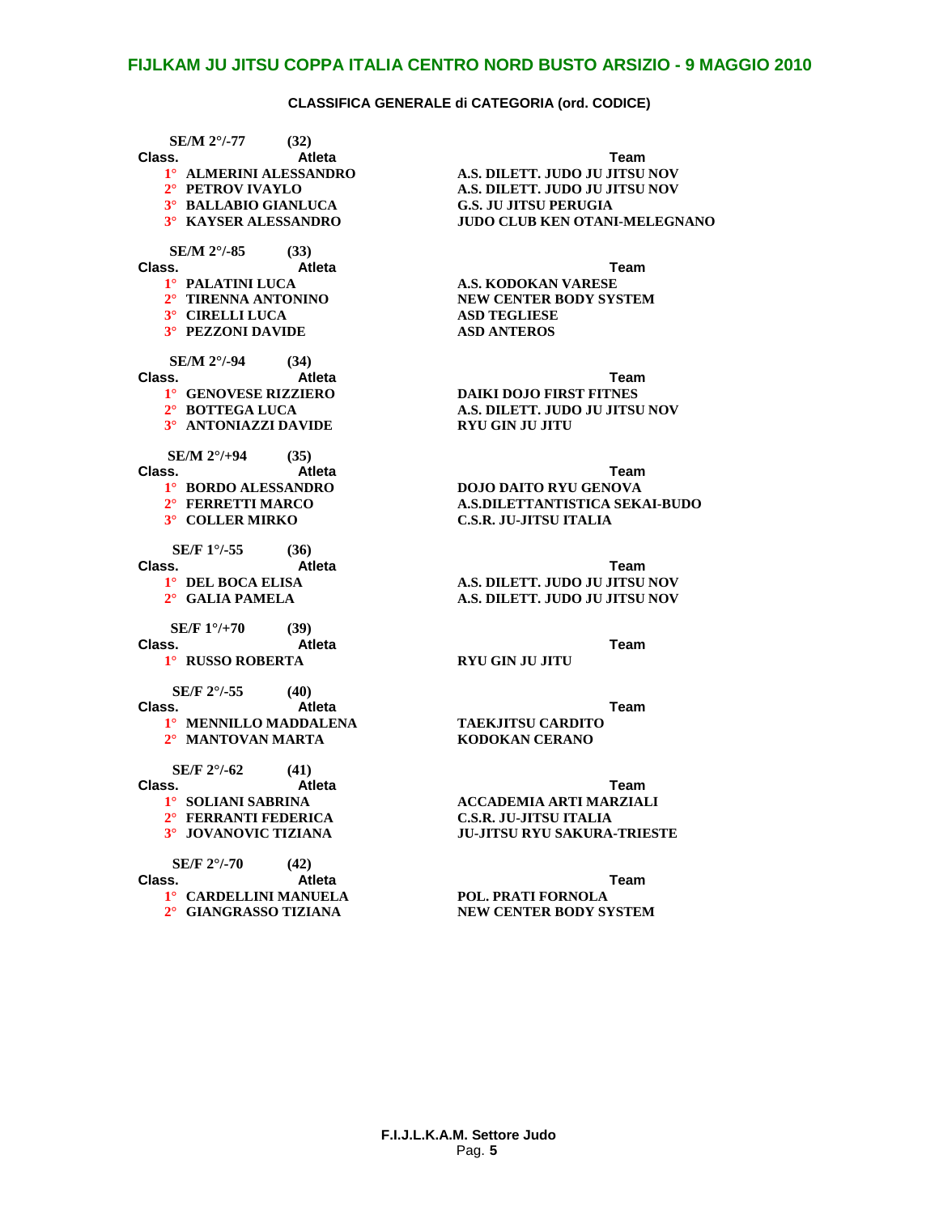## FIJLKAM JU JITSU COPPA ITALIA CENTRO NORD BUSTO ARSIZIO - 9 MAGGIO 2010

### CLASSIFICA GENERALE di CATEGORIA (ord. CODICE)

**SE/M 2°/-77 (32)**

| Class. | Atleta | Team |
|---|---|---|
| 1° | ALMERINI ALESSANDRO | A.S. DILETT. JUDO JU JITSU NOV |
| 2° | PETROV IVAYLO | A.S. DILETT. JUDO JU JITSU NOV |
| 3° | BALLABIO GIANLUCA | G.S. JU JITSU PERUGIA |
| 3° | KAYSER ALESSANDRO | JUDO CLUB KEN OTANI-MELEGNANO |

**SE/M 2°/-85 (33)**

| Class. | Atleta | Team |
|---|---|---|
| 1° | PALATINI LUCA | A.S. KODOKAN VARESE |
| 2° | TIRENNA ANTONINO | NEW CENTER BODY SYSTEM |
| 3° | CIRELLI LUCA | ASD TEGLIESE |
| 3° | PEZZONI DAVIDE | ASD ANTEROS |

**SE/M 2°/-94 (34)**

| Class. | Atleta | Team |
|---|---|---|
| 1° | GENOVESE RIZZIERO | DAIKI DOJO FIRST FITNES |
| 2° | BOTTEGA LUCA | A.S. DILETT. JUDO JU JITSU NOV |
| 3° | ANTONIAZZI DAVIDE | RYU GIN JU JITU |

**SE/M 2°/+94 (35)**

| Class. | Atleta | Team |
|---|---|---|
| 1° | BORDO ALESSANDRO | DOJO DAITO RYU GENOVA |
| 2° | FERRETTI MARCO | A.S.DILETTANTISTICA SEKAI-BUDO |
| 3° | COLLER MIRKO | C.S.R. JU-JITSU ITALIA |

**SE/F 1°/-55 (36)**

| Class. | Atleta | Team |
|---|---|---|
| 1° | DEL BOCA ELISA | A.S. DILETT. JUDO JU JITSU NOV |
| 2° | GALIA PAMELA | A.S. DILETT. JUDO JU JITSU NOV |

**SE/F 1°/+70 (39)**

| Class. | Atleta | Team |
|---|---|---|
| 1° | RUSSO ROBERTA | RYU GIN JU JITU |

**SE/F 2°/-55 (40)**

| Class. | Atleta | Team |
|---|---|---|
| 1° | MENNILLO MADDALENA | TAEKJITSU CARDITO |
| 2° | MANTOVAN MARTA | KODOKAN CERANO |

**SE/F 2°/-62 (41)**

| Class. | Atleta | Team |
|---|---|---|
| 1° | SOLIANI SABRINA | ACCADEMIA ARTI MARZIALI |
| 2° | FERRANTI FEDERICA | C.S.R. JU-JITSU ITALIA |
| 3° | JOVANOVIC TIZIANA | JU-JITSU RYU SAKURA-TRIESTE |

**SE/F 2°/-70 (42)**

| Class. | Atleta | Team |
|---|---|---|
| 1° | CARDELLINI MANUELA | POL. PRATI FORNOLA |
| 2° | GIANGRASSO TIZIANA | NEW CENTER BODY SYSTEM |